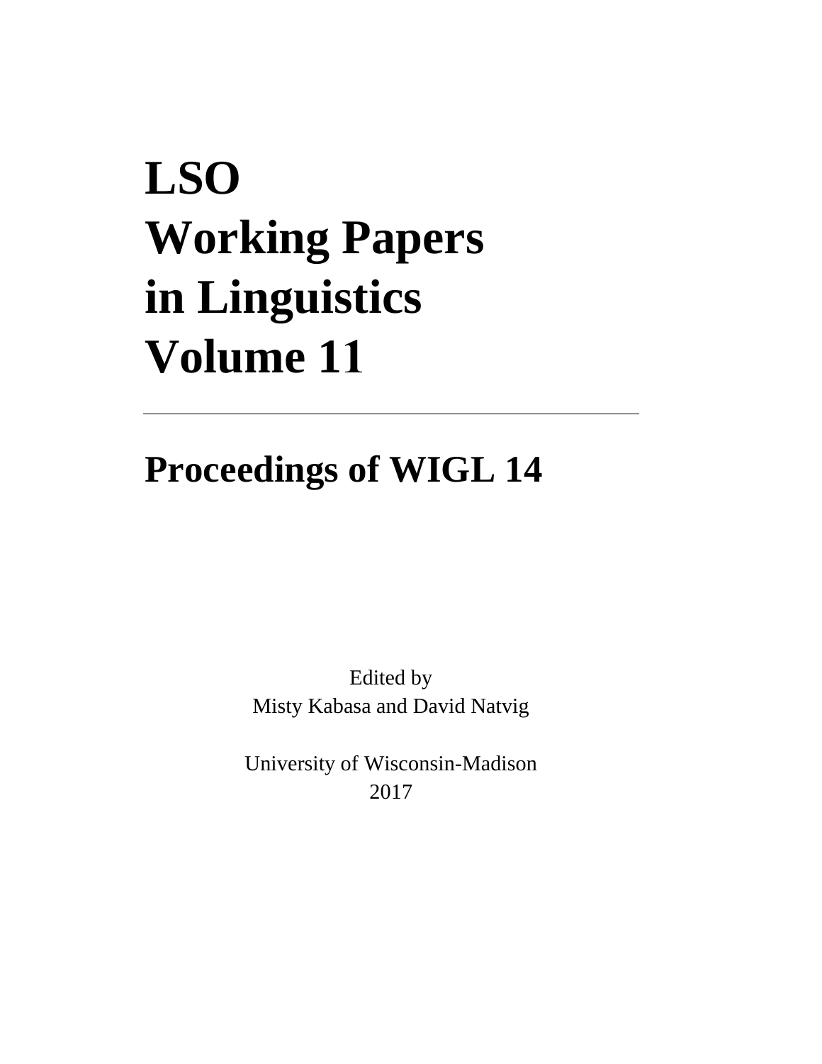# LSO Working Papers in Linguistics Volume 11

---

## Proceedings of WIGL 14

Edited by
Misty Kabasa and David Natvig

University of Wisconsin-Madison
2017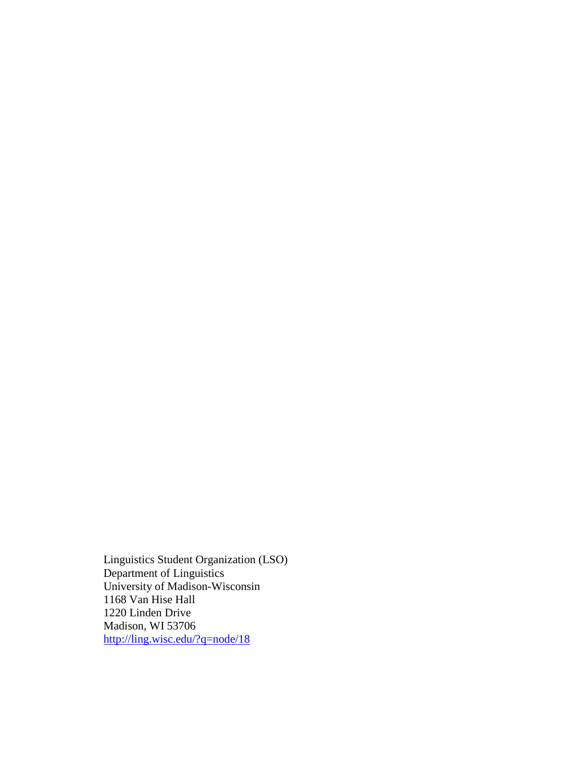Linguistics Student Organization (LSO)
Department of Linguistics
University of Madison-Wisconsin
1168 Van Hise Hall
1220 Linden Drive
Madison, WI 53706
[http://ling.wisc.edu/?q=node/18](http://ling.wisc.edu/?q=node/18)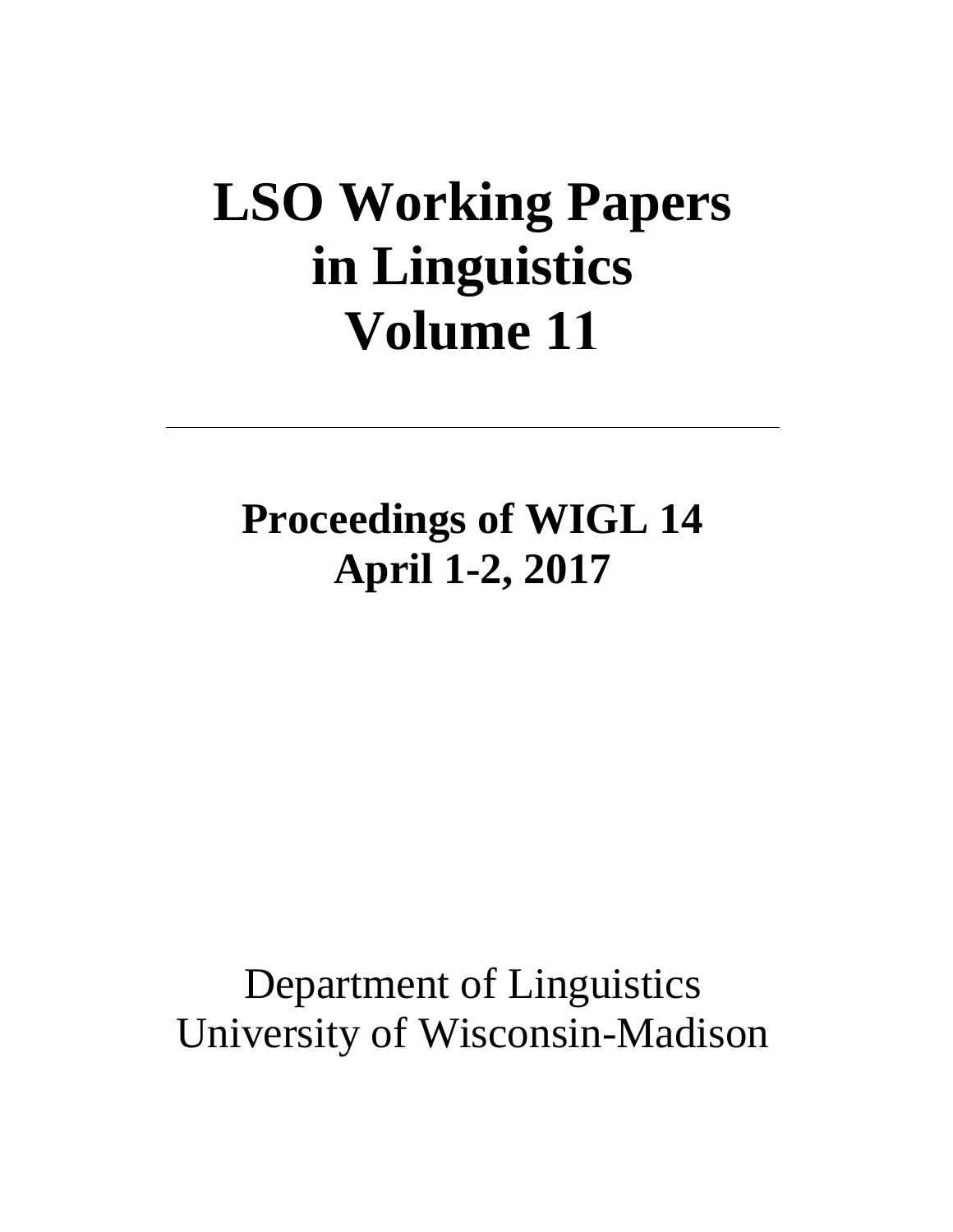# LSO Working Papers in Linguistics Volume 11

---

## Proceedings of WIGL 14
## April 1-2, 2017

Department of Linguistics
University of Wisconsin-Madison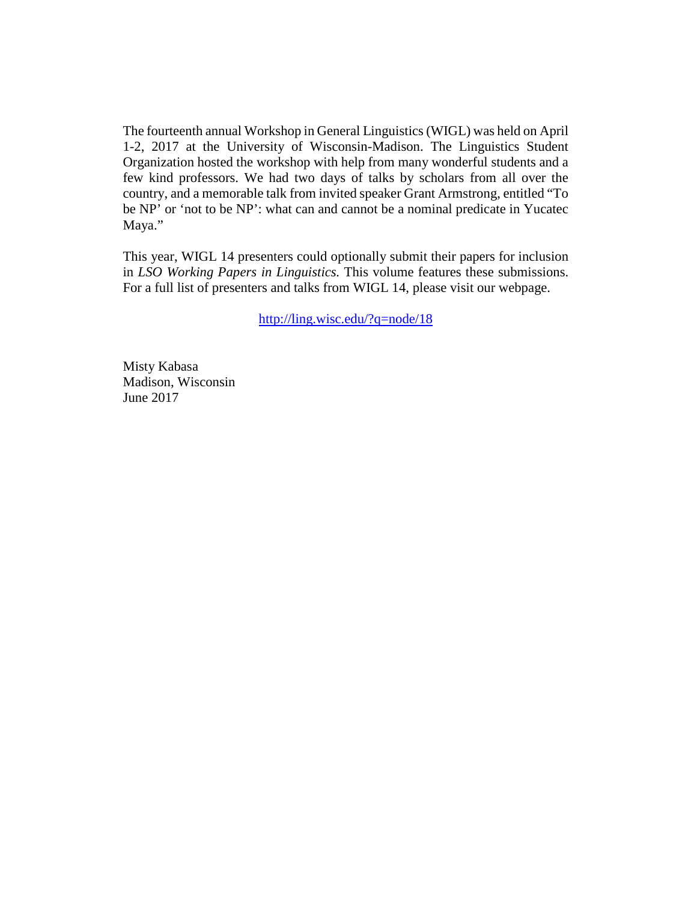The fourteenth annual Workshop in General Linguistics (WIGL) was held on April 1-2, 2017 at the University of Wisconsin-Madison. The Linguistics Student Organization hosted the workshop with help from many wonderful students and a few kind professors. We had two days of talks by scholars from all over the country, and a memorable talk from invited speaker Grant Armstrong, entitled "To be NP' or 'not to be NP': what can and cannot be a nominal predicate in Yucatec Maya."

This year, WIGL 14 presenters could optionally submit their papers for inclusion in *LSO Working Papers in Linguistics.* This volume features these submissions. For a full list of presenters and talks from WIGL 14, please visit our webpage.

http://ling.wisc.edu/?q=node/18

Misty Kabasa
Madison, Wisconsin
June 2017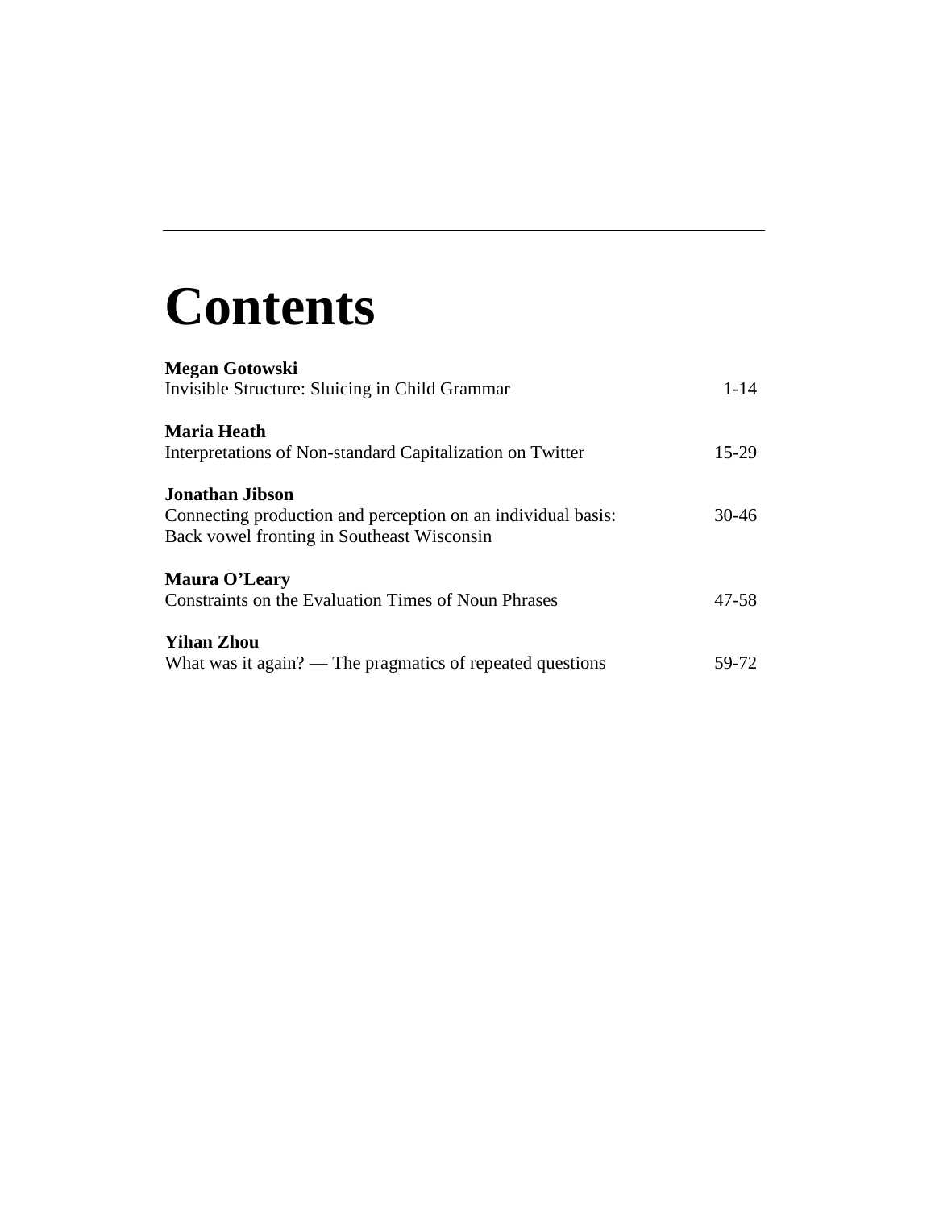# Contents

**Megan Gotowski**
Invisible Structure: Sluicing in Child Grammar 1-14

**Maria Heath**
Interpretations of Non-standard Capitalization on Twitter 15-29

**Jonathan Jibson**
Connecting production and perception on an individual basis: Back vowel fronting in Southeast Wisconsin 30-46

**Maura O'Leary**
Constraints on the Evaluation Times of Noun Phrases 47-58

**Yihan Zhou**
What was it again? — The pragmatics of repeated questions 59-72